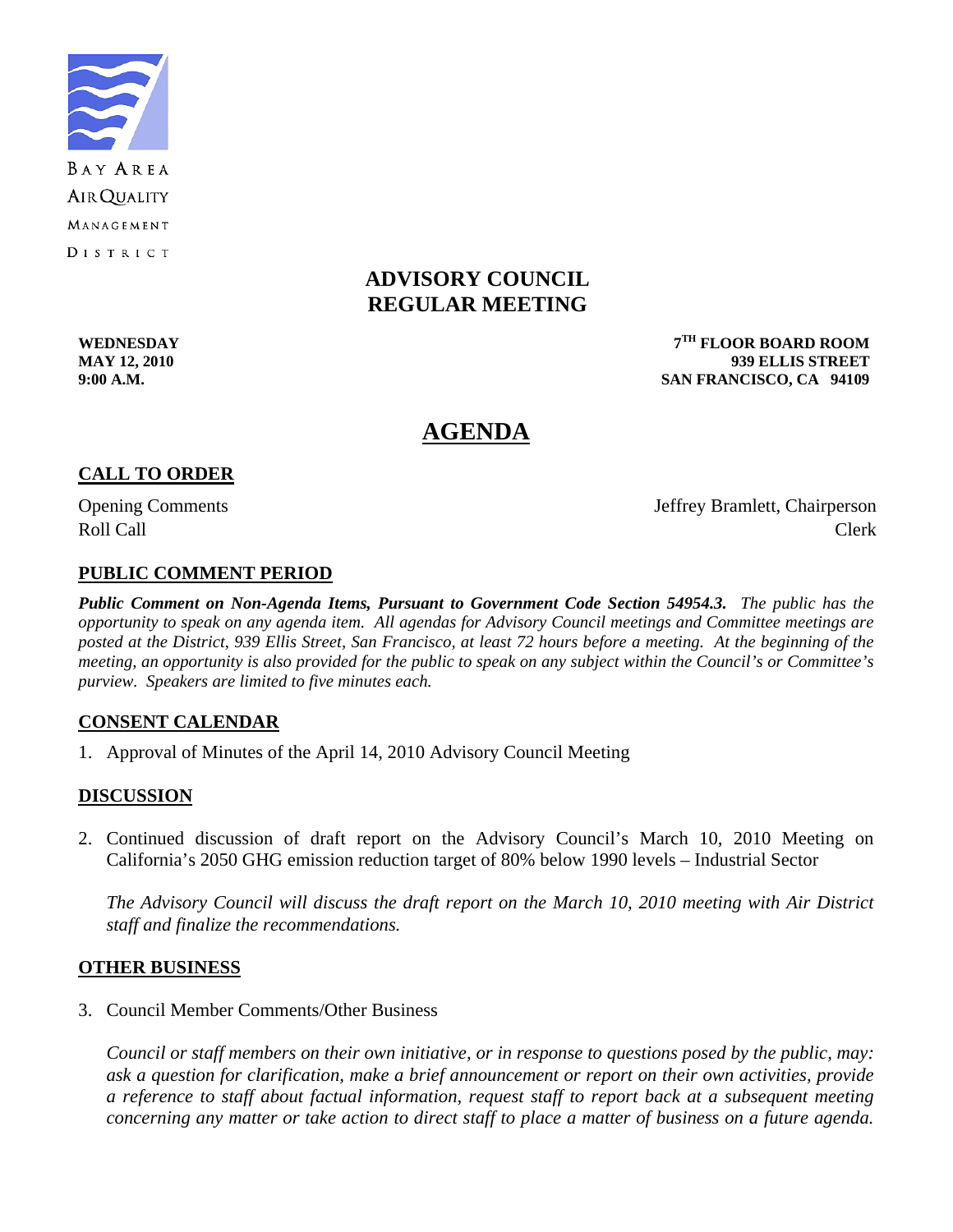BAY AREA
AIR QUALITY
MANAGEMENT
DISTRICT

# ADVISORY COUNCIL
# REGULAR MEETING

**WEDNESDAY**
**MAY 12, 2010**
**9:00 A.M.**

**7TH FLOOR BOARD ROOM**
**939 ELLIS STREET**
**SAN FRANCISCO, CA 94109**

# AGENDA

## CALL TO ORDER

Opening Comments — Jeffrey Bramlett, Chairperson
Roll Call — Clerk

## PUBLIC COMMENT PERIOD

***Public Comment on Non-Agenda Items, Pursuant to Government Code Section 54954.3.*** *The public has the opportunity to speak on any agenda item. All agendas for Advisory Council meetings and Committee meetings are posted at the District, 939 Ellis Street, San Francisco, at least 72 hours before a meeting. At the beginning of the meeting, an opportunity is also provided for the public to speak on any subject within the Council's or Committee's purview. Speakers are limited to five minutes each.*

## CONSENT CALENDAR

1. Approval of Minutes of the April 14, 2010 Advisory Council Meeting

## DISCUSSION

2. Continued discussion of draft report on the Advisory Council's March 10, 2010 Meeting on California's 2050 GHG emission reduction target of 80% below 1990 levels – Industrial Sector

   *The Advisory Council will discuss the draft report on the March 10, 2010 meeting with Air District staff and finalize the recommendations.*

## OTHER BUSINESS

3. Council Member Comments/Other Business

   *Council or staff members on their own initiative, or in response to questions posed by the public, may: ask a question for clarification, make a brief announcement or report on their own activities, provide a reference to staff about factual information, request staff to report back at a subsequent meeting concerning any matter or take action to direct staff to place a matter of business on a future agenda.*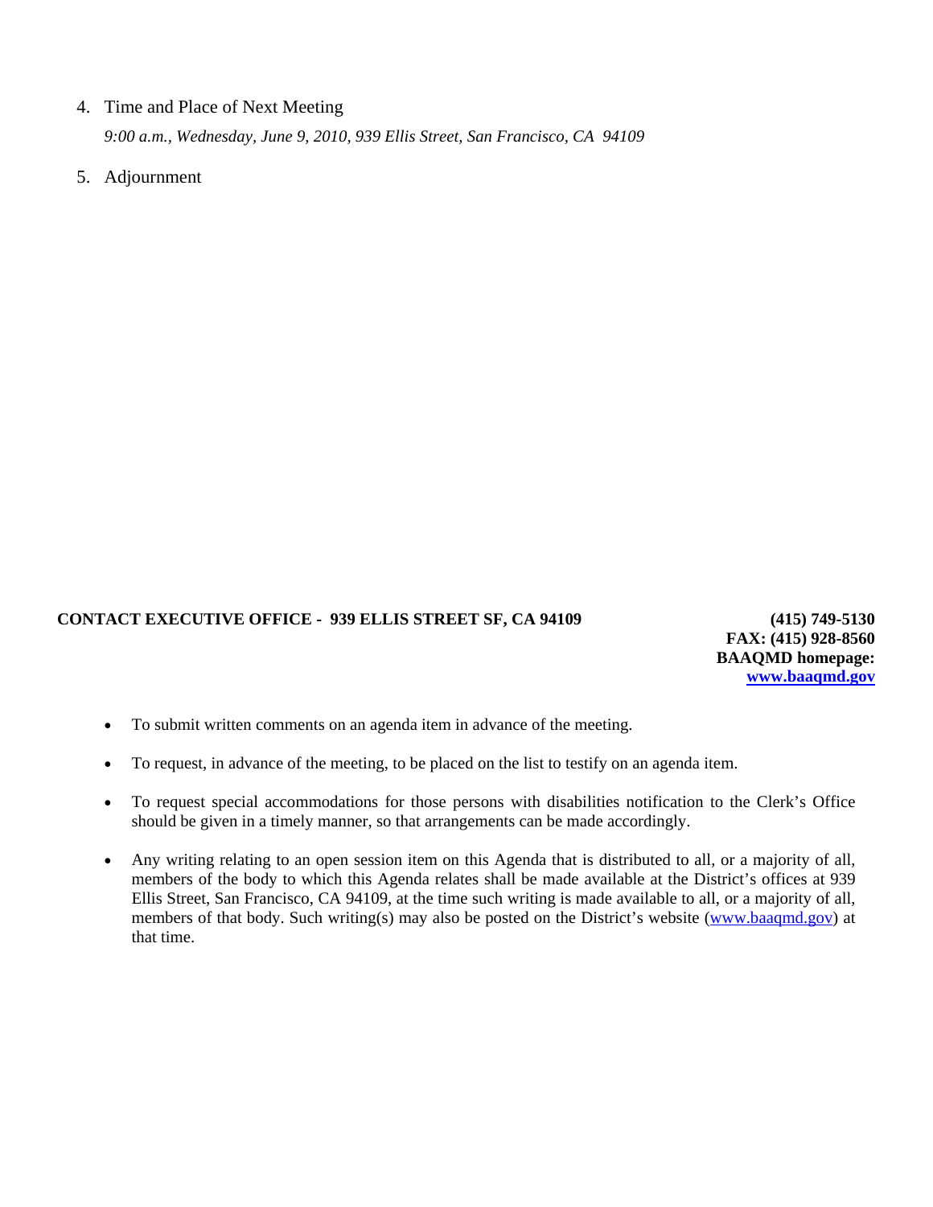4. Time and Place of Next Meeting

   *9:00 a.m., Wednesday, June 9, 2010, 939 Ellis Street, San Francisco, CA 94109*

5. Adjournment

**CONTACT EXECUTIVE OFFICE - 939 ELLIS STREET SF, CA 94109**

**(415) 749-5130**
**FAX: (415) 928-8560**
**BAAQMD homepage:**
**www.baaqmd.gov**

- To submit written comments on an agenda item in advance of the meeting.
- To request, in advance of the meeting, to be placed on the list to testify on an agenda item.
- To request special accommodations for those persons with disabilities notification to the Clerk's Office should be given in a timely manner, so that arrangements can be made accordingly.
- Any writing relating to an open session item on this Agenda that is distributed to all, or a majority of all, members of the body to which this Agenda relates shall be made available at the District's offices at 939 Ellis Street, San Francisco, CA 94109, at the time such writing is made available to all, or a majority of all, members of that body. Such writing(s) may also be posted on the District's website (www.baaqmd.gov) at that time.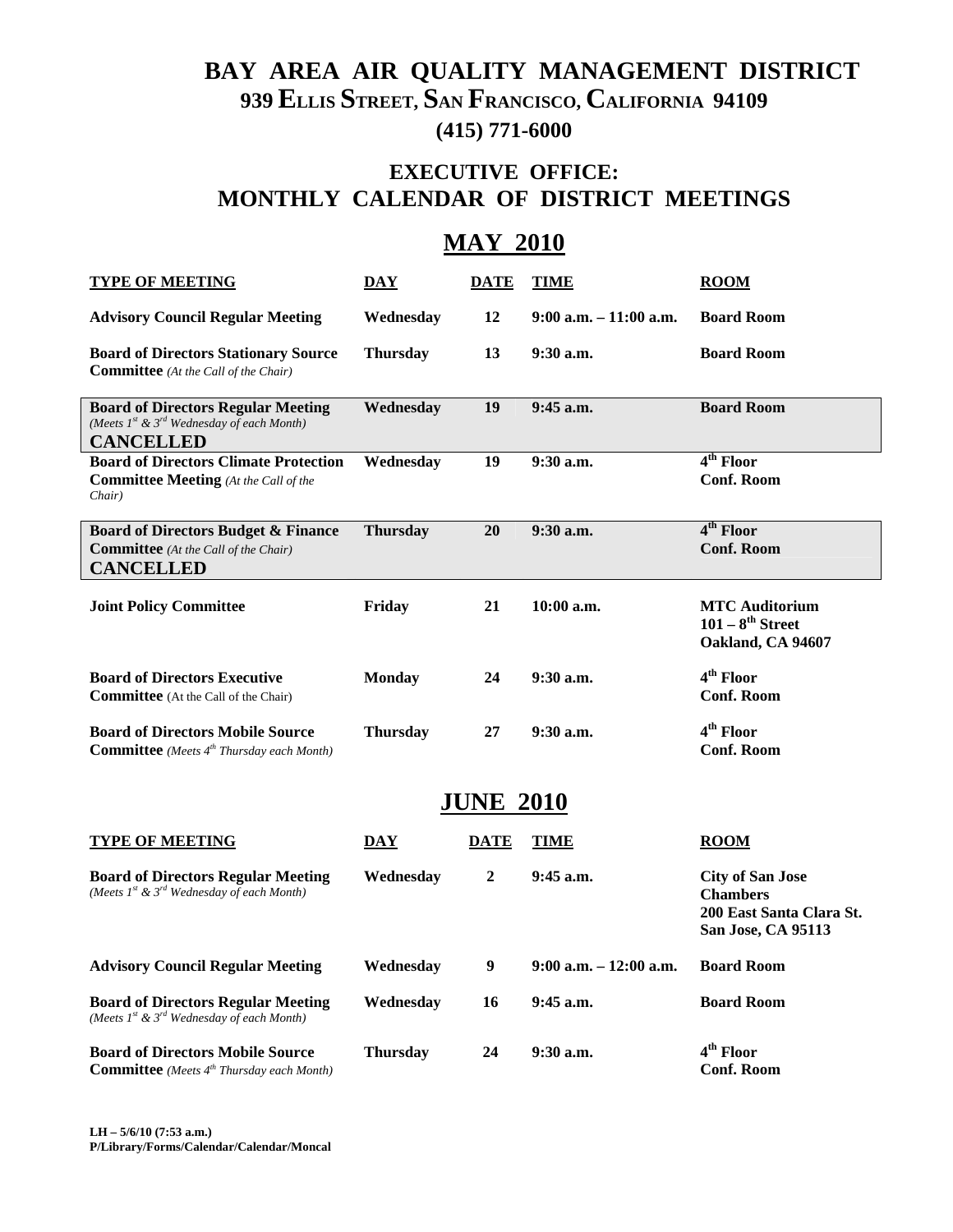# BAY AREA AIR QUALITY MANAGEMENT DISTRICT

## 939 ELLIS STREET, SAN FRANCISCO, CALIFORNIA 94109

## (415) 771-6000

## EXECUTIVE OFFICE: MONTHLY CALENDAR OF DISTRICT MEETINGS

## MAY 2010

| TYPE OF MEETING | DAY | DATE | TIME | ROOM |
|---|---|---|---|---|
| **Advisory Council Regular Meeting** | Wednesday | 12 | 9:00 a.m. – 11:00 a.m. | Board Room |
| **Board of Directors Stationary Source Committee** *(At the Call of the Chair)* | Thursday | 13 | 9:30 a.m. | Board Room |
| **Board of Directors Regular Meeting** *(Meets 1st & 3rd Wednesday of each Month)* **CANCELLED** | Wednesday | 19 | 9:45 a.m. | Board Room |
| **Board of Directors Climate Protection Committee Meeting** *(At the Call of the Chair)* | Wednesday | 19 | 9:30 a.m. | 4th Floor Conf. Room |
| **Board of Directors Budget & Finance Committee** *(At the Call of the Chair)* **CANCELLED** | Thursday | 20 | 9:30 a.m. | 4th Floor Conf. Room |
| **Joint Policy Committee** | Friday | 21 | 10:00 a.m. | MTC Auditorium 101 – 8th Street Oakland, CA 94607 |
| **Board of Directors Executive Committee** (At the Call of the Chair) | Monday | 24 | 9:30 a.m. | 4th Floor Conf. Room |
| **Board of Directors Mobile Source Committee** *(Meets 4th Thursday each Month)* | Thursday | 27 | 9:30 a.m. | 4th Floor Conf. Room |

## JUNE 2010

| TYPE OF MEETING | DAY | DATE | TIME | ROOM |
|---|---|---|---|---|
| **Board of Directors Regular Meeting** *(Meets 1st & 3rd Wednesday of each Month)* | Wednesday | 2 | 9:45 a.m. | City of San Jose Chambers 200 East Santa Clara St. San Jose, CA 95113 |
| **Advisory Council Regular Meeting** | Wednesday | 9 | 9:00 a.m. – 12:00 a.m. | Board Room |
| **Board of Directors Regular Meeting** *(Meets 1st & 3rd Wednesday of each Month)* | Wednesday | 16 | 9:45 a.m. | Board Room |
| **Board of Directors Mobile Source Committee** *(Meets 4th Thursday each Month)* | Thursday | 24 | 9:30 a.m. | 4th Floor Conf. Room |

LH – 5/6/10 (7:53 a.m.)
P/Library/Forms/Calendar/Calendar/Moncal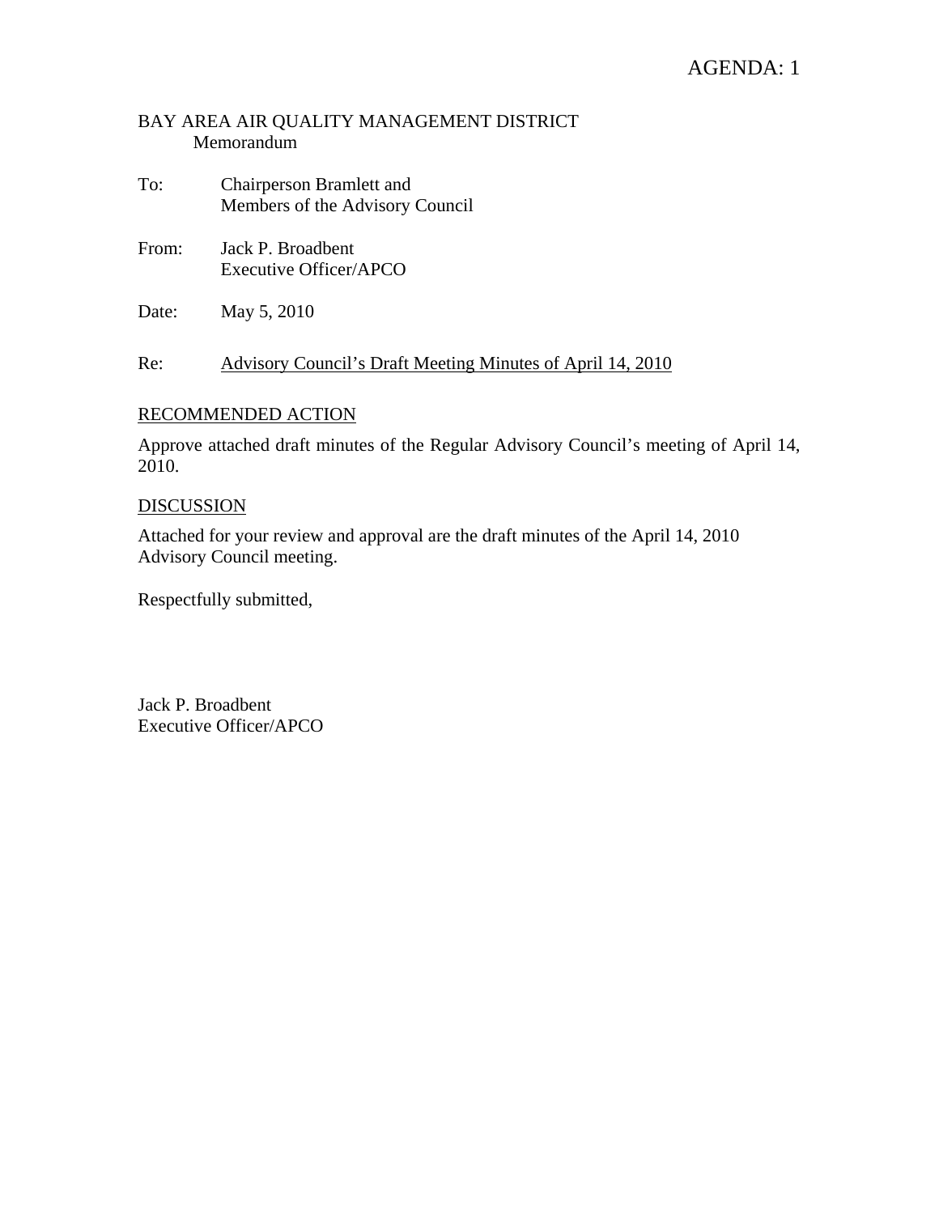AGENDA: 1

BAY AREA AIR QUALITY MANAGEMENT DISTRICT
Memorandum

To: Chairperson Bramlett and
Members of the Advisory Council

From: Jack P. Broadbent
Executive Officer/APCO

Date: May 5, 2010

Re: Advisory Council's Draft Meeting Minutes of April 14, 2010

RECOMMENDED ACTION

Approve attached draft minutes of the Regular Advisory Council's meeting of April 14, 2010.

DISCUSSION

Attached for your review and approval are the draft minutes of the April 14, 2010 Advisory Council meeting.

Respectfully submitted,

Jack P. Broadbent
Executive Officer/APCO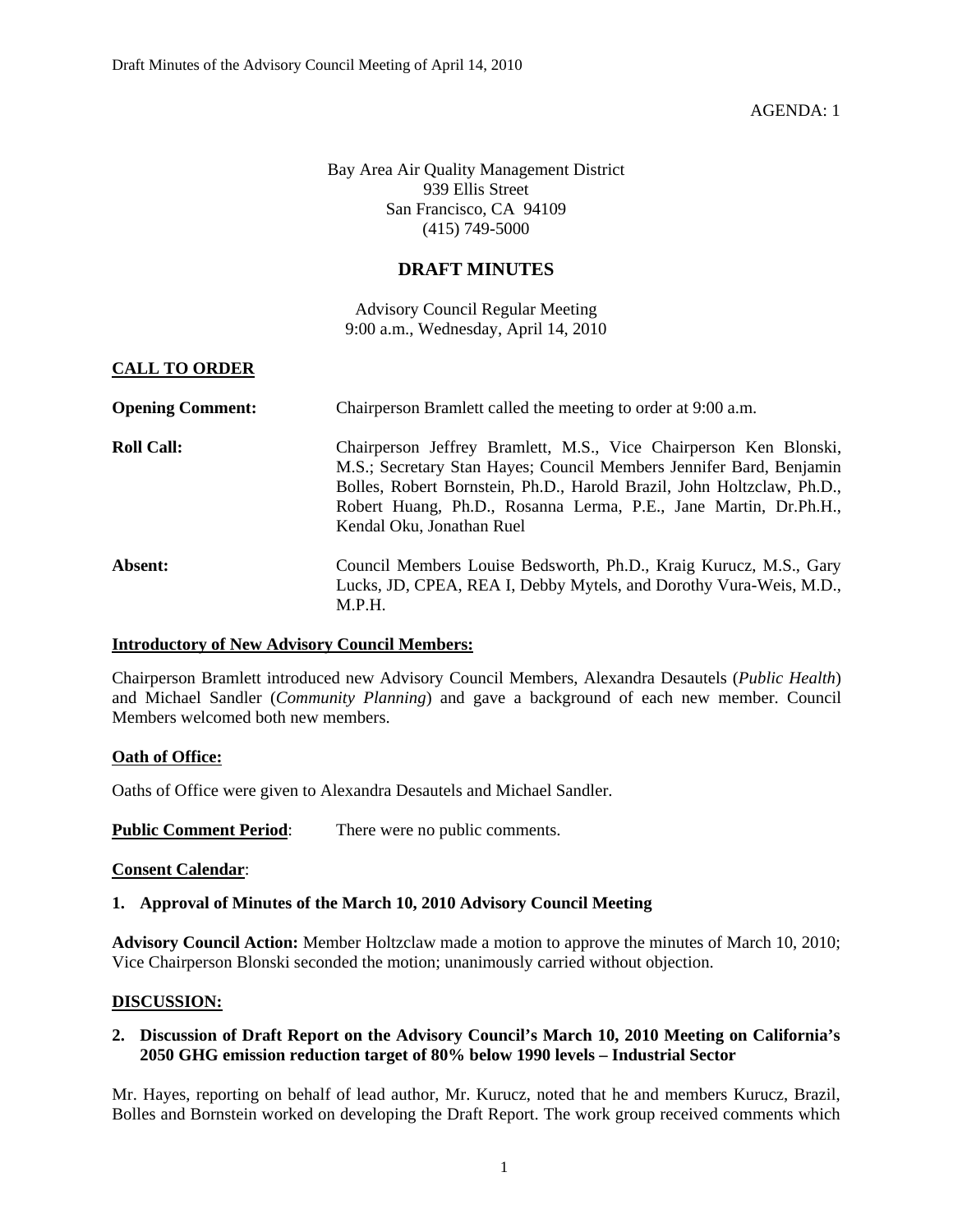AGENDA: 1

Bay Area Air Quality Management District
939 Ellis Street
San Francisco, CA 94109
(415) 749-5000

# DRAFT MINUTES

Advisory Council Regular Meeting
9:00 a.m., Wednesday, April 14, 2010

## CALL TO ORDER

**Opening Comment:** Chairperson Bramlett called the meeting to order at 9:00 a.m.

**Roll Call:** Chairperson Jeffrey Bramlett, M.S., Vice Chairperson Ken Blonski, M.S.; Secretary Stan Hayes; Council Members Jennifer Bard, Benjamin Bolles, Robert Bornstein, Ph.D., Harold Brazil, John Holtzclaw, Ph.D., Robert Huang, Ph.D., Rosanna Lerma, P.E., Jane Martin, Dr.Ph.H., Kendal Oku, Jonathan Ruel

**Absent:** Council Members Louise Bedsworth, Ph.D., Kraig Kurucz, M.S., Gary Lucks, JD, CPEA, REA I, Debby Mytels, and Dorothy Vura-Weis, M.D., M.P.H.

**Introductory of New Advisory Council Members:**

Chairperson Bramlett introduced new Advisory Council Members, Alexandra Desautels (*Public Health*) and Michael Sandler (*Community Planning*) and gave a background of each new member. Council Members welcomed both new members.

**Oath of Office:**

Oaths of Office were given to Alexandra Desautels and Michael Sandler.

**Public Comment Period**: There were no public comments.

**Consent Calendar**:

**1. Approval of Minutes of the March 10, 2010 Advisory Council Meeting**

**Advisory Council Action:** Member Holtzclaw made a motion to approve the minutes of March 10, 2010; Vice Chairperson Blonski seconded the motion; unanimously carried without objection.

## DISCUSSION:

**2. Discussion of Draft Report on the Advisory Council's March 10, 2010 Meeting on California's 2050 GHG emission reduction target of 80% below 1990 levels – Industrial Sector**

Mr. Hayes, reporting on behalf of lead author, Mr. Kurucz, noted that he and members Kurucz, Brazil, Bolles and Bornstein worked on developing the Draft Report. The work group received comments which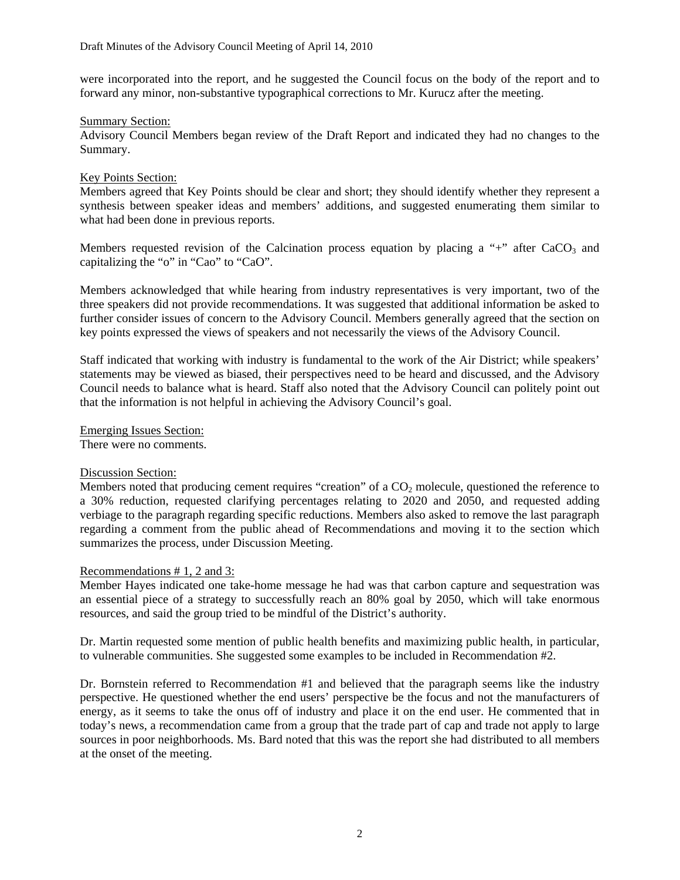were incorporated into the report, and he suggested the Council focus on the body of the report and to forward any minor, non-substantive typographical corrections to Mr. Kurucz after the meeting.

Summary Section:

Advisory Council Members began review of the Draft Report and indicated they had no changes to the Summary.

Key Points Section:

Members agreed that Key Points should be clear and short; they should identify whether they represent a synthesis between speaker ideas and members' additions, and suggested enumerating them similar to what had been done in previous reports.

Members requested revision of the Calcination process equation by placing a "+" after $CaCO_3$ and capitalizing the "o" in "Cao" to "CaO".

Members acknowledged that while hearing from industry representatives is very important, two of the three speakers did not provide recommendations. It was suggested that additional information be asked to further consider issues of concern to the Advisory Council. Members generally agreed that the section on key points expressed the views of speakers and not necessarily the views of the Advisory Council.

Staff indicated that working with industry is fundamental to the work of the Air District; while speakers' statements may be viewed as biased, their perspectives need to be heard and discussed, and the Advisory Council needs to balance what is heard. Staff also noted that the Advisory Council can politely point out that the information is not helpful in achieving the Advisory Council's goal.

Emerging Issues Section:

There were no comments.

Discussion Section:

Members noted that producing cement requires "creation" of a $CO_2$ molecule, questioned the reference to a 30% reduction, requested clarifying percentages relating to 2020 and 2050, and requested adding verbiage to the paragraph regarding specific reductions. Members also asked to remove the last paragraph regarding a comment from the public ahead of Recommendations and moving it to the section which summarizes the process, under Discussion Meeting.

Recommendations # 1, 2 and 3:

Member Hayes indicated one take-home message he had was that carbon capture and sequestration was an essential piece of a strategy to successfully reach an 80% goal by 2050, which will take enormous resources, and said the group tried to be mindful of the District's authority.

Dr. Martin requested some mention of public health benefits and maximizing public health, in particular, to vulnerable communities. She suggested some examples to be included in Recommendation #2.

Dr. Bornstein referred to Recommendation #1 and believed that the paragraph seems like the industry perspective. He questioned whether the end users' perspective be the focus and not the manufacturers of energy, as it seems to take the onus off of industry and place it on the end user. He commented that in today's news, a recommendation came from a group that the trade part of cap and trade not apply to large sources in poor neighborhoods. Ms. Bard noted that this was the report she had distributed to all members at the onset of the meeting.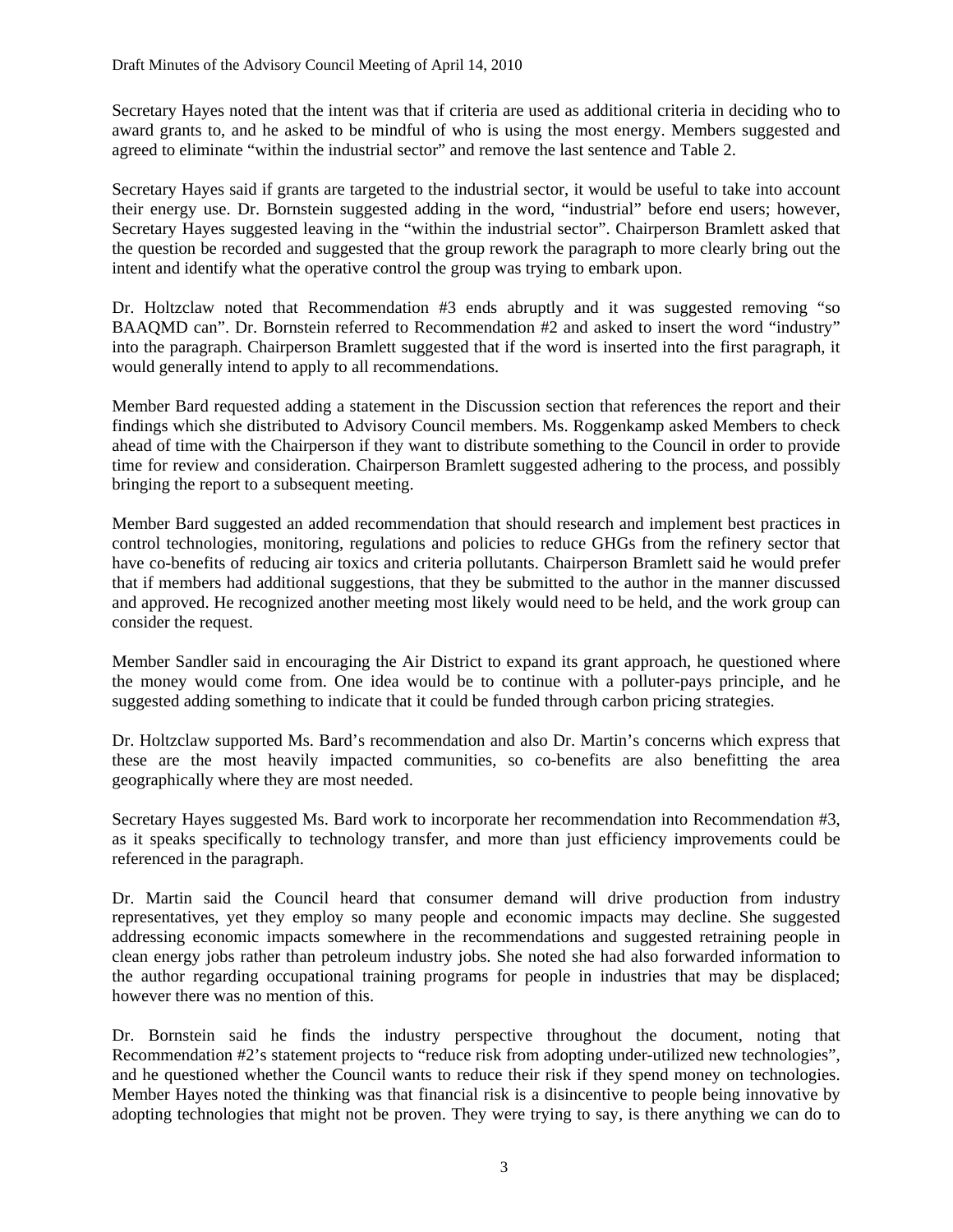Secretary Hayes noted that the intent was that if criteria are used as additional criteria in deciding who to award grants to, and he asked to be mindful of who is using the most energy. Members suggested and agreed to eliminate "within the industrial sector" and remove the last sentence and Table 2.

Secretary Hayes said if grants are targeted to the industrial sector, it would be useful to take into account their energy use. Dr. Bornstein suggested adding in the word, "industrial" before end users; however, Secretary Hayes suggested leaving in the "within the industrial sector". Chairperson Bramlett asked that the question be recorded and suggested that the group rework the paragraph to more clearly bring out the intent and identify what the operative control the group was trying to embark upon.

Dr. Holtzclaw noted that Recommendation #3 ends abruptly and it was suggested removing "so BAAQMD can". Dr. Bornstein referred to Recommendation #2 and asked to insert the word "industry" into the paragraph. Chairperson Bramlett suggested that if the word is inserted into the first paragraph, it would generally intend to apply to all recommendations.

Member Bard requested adding a statement in the Discussion section that references the report and their findings which she distributed to Advisory Council members. Ms. Roggenkamp asked Members to check ahead of time with the Chairperson if they want to distribute something to the Council in order to provide time for review and consideration. Chairperson Bramlett suggested adhering to the process, and possibly bringing the report to a subsequent meeting.

Member Bard suggested an added recommendation that should research and implement best practices in control technologies, monitoring, regulations and policies to reduce GHGs from the refinery sector that have co-benefits of reducing air toxics and criteria pollutants. Chairperson Bramlett said he would prefer that if members had additional suggestions, that they be submitted to the author in the manner discussed and approved. He recognized another meeting most likely would need to be held, and the work group can consider the request.

Member Sandler said in encouraging the Air District to expand its grant approach, he questioned where the money would come from. One idea would be to continue with a polluter-pays principle, and he suggested adding something to indicate that it could be funded through carbon pricing strategies.

Dr. Holtzclaw supported Ms. Bard's recommendation and also Dr. Martin's concerns which express that these are the most heavily impacted communities, so co-benefits are also benefitting the area geographically where they are most needed.

Secretary Hayes suggested Ms. Bard work to incorporate her recommendation into Recommendation #3, as it speaks specifically to technology transfer, and more than just efficiency improvements could be referenced in the paragraph.

Dr. Martin said the Council heard that consumer demand will drive production from industry representatives, yet they employ so many people and economic impacts may decline. She suggested addressing economic impacts somewhere in the recommendations and suggested retraining people in clean energy jobs rather than petroleum industry jobs. She noted she had also forwarded information to the author regarding occupational training programs for people in industries that may be displaced; however there was no mention of this.

Dr. Bornstein said he finds the industry perspective throughout the document, noting that Recommendation #2's statement projects to "reduce risk from adopting under-utilized new technologies", and he questioned whether the Council wants to reduce their risk if they spend money on technologies. Member Hayes noted the thinking was that financial risk is a disincentive to people being innovative by adopting technologies that might not be proven. They were trying to say, is there anything we can do to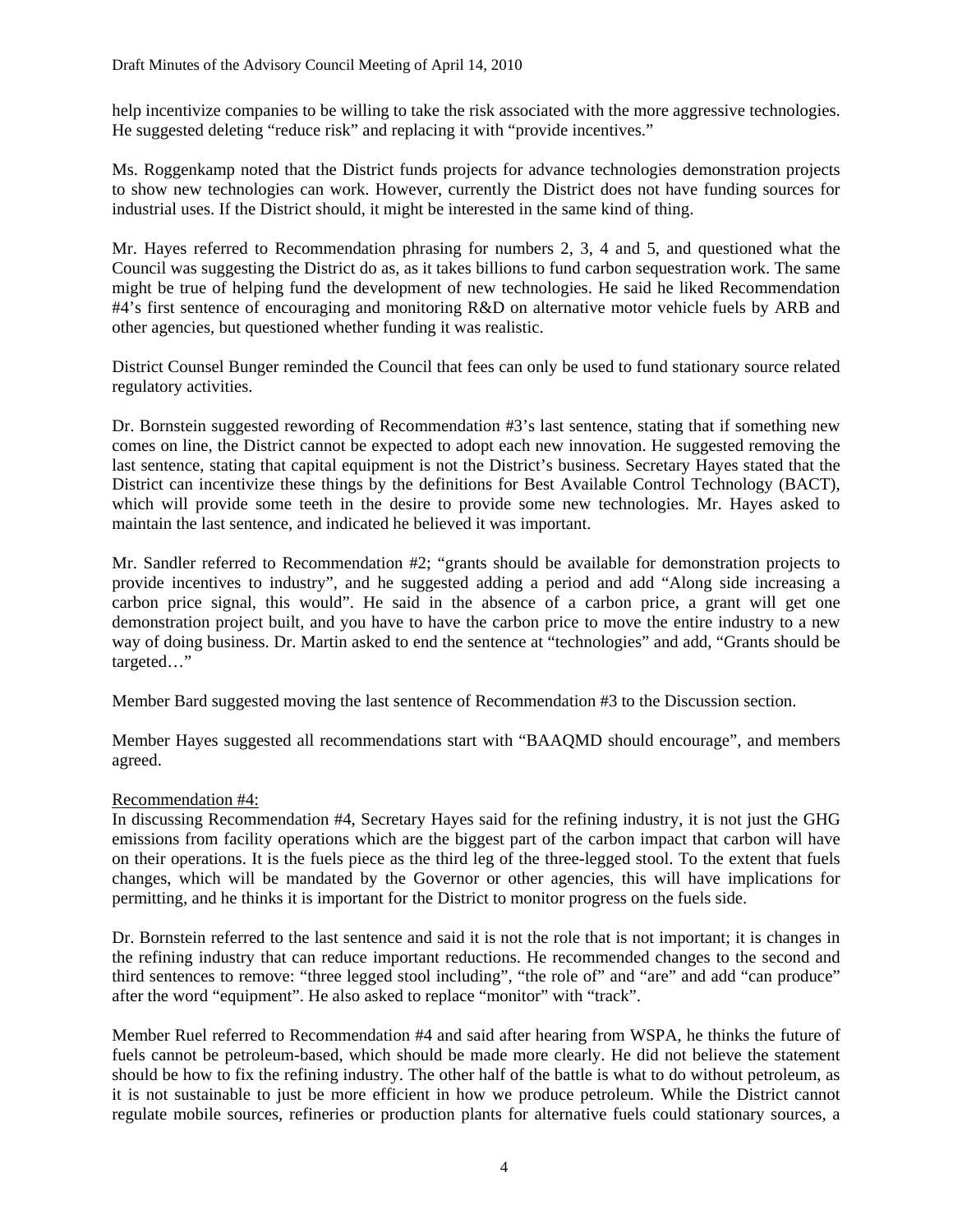help incentivize companies to be willing to take the risk associated with the more aggressive technologies. He suggested deleting "reduce risk" and replacing it with "provide incentives."

Ms. Roggenkamp noted that the District funds projects for advance technologies demonstration projects to show new technologies can work. However, currently the District does not have funding sources for industrial uses. If the District should, it might be interested in the same kind of thing.

Mr. Hayes referred to Recommendation phrasing for numbers 2, 3, 4 and 5, and questioned what the Council was suggesting the District do as, as it takes billions to fund carbon sequestration work. The same might be true of helping fund the development of new technologies. He said he liked Recommendation #4's first sentence of encouraging and monitoring R&D on alternative motor vehicle fuels by ARB and other agencies, but questioned whether funding it was realistic.

District Counsel Bunger reminded the Council that fees can only be used to fund stationary source related regulatory activities.

Dr. Bornstein suggested rewording of Recommendation #3's last sentence, stating that if something new comes on line, the District cannot be expected to adopt each new innovation. He suggested removing the last sentence, stating that capital equipment is not the District's business. Secretary Hayes stated that the District can incentivize these things by the definitions for Best Available Control Technology (BACT), which will provide some teeth in the desire to provide some new technologies. Mr. Hayes asked to maintain the last sentence, and indicated he believed it was important.

Mr. Sandler referred to Recommendation #2; "grants should be available for demonstration projects to provide incentives to industry", and he suggested adding a period and add "Along side increasing a carbon price signal, this would". He said in the absence of a carbon price, a grant will get one demonstration project built, and you have to have the carbon price to move the entire industry to a new way of doing business. Dr. Martin asked to end the sentence at "technologies" and add, "Grants should be targeted…"

Member Bard suggested moving the last sentence of Recommendation #3 to the Discussion section.

Member Hayes suggested all recommendations start with "BAAQMD should encourage", and members agreed.

Recommendation #4:

In discussing Recommendation #4, Secretary Hayes said for the refining industry, it is not just the GHG emissions from facility operations which are the biggest part of the carbon impact that carbon will have on their operations. It is the fuels piece as the third leg of the three-legged stool. To the extent that fuels changes, which will be mandated by the Governor or other agencies, this will have implications for permitting, and he thinks it is important for the District to monitor progress on the fuels side.

Dr. Bornstein referred to the last sentence and said it is not the role that is not important; it is changes in the refining industry that can reduce important reductions. He recommended changes to the second and third sentences to remove: "three legged stool including", "the role of" and "are" and add "can produce" after the word "equipment". He also asked to replace "monitor" with "track".

Member Ruel referred to Recommendation #4 and said after hearing from WSPA, he thinks the future of fuels cannot be petroleum-based, which should be made more clearly. He did not believe the statement should be how to fix the refining industry. The other half of the battle is what to do without petroleum, as it is not sustainable to just be more efficient in how we produce petroleum. While the District cannot regulate mobile sources, refineries or production plants for alternative fuels could stationary sources, a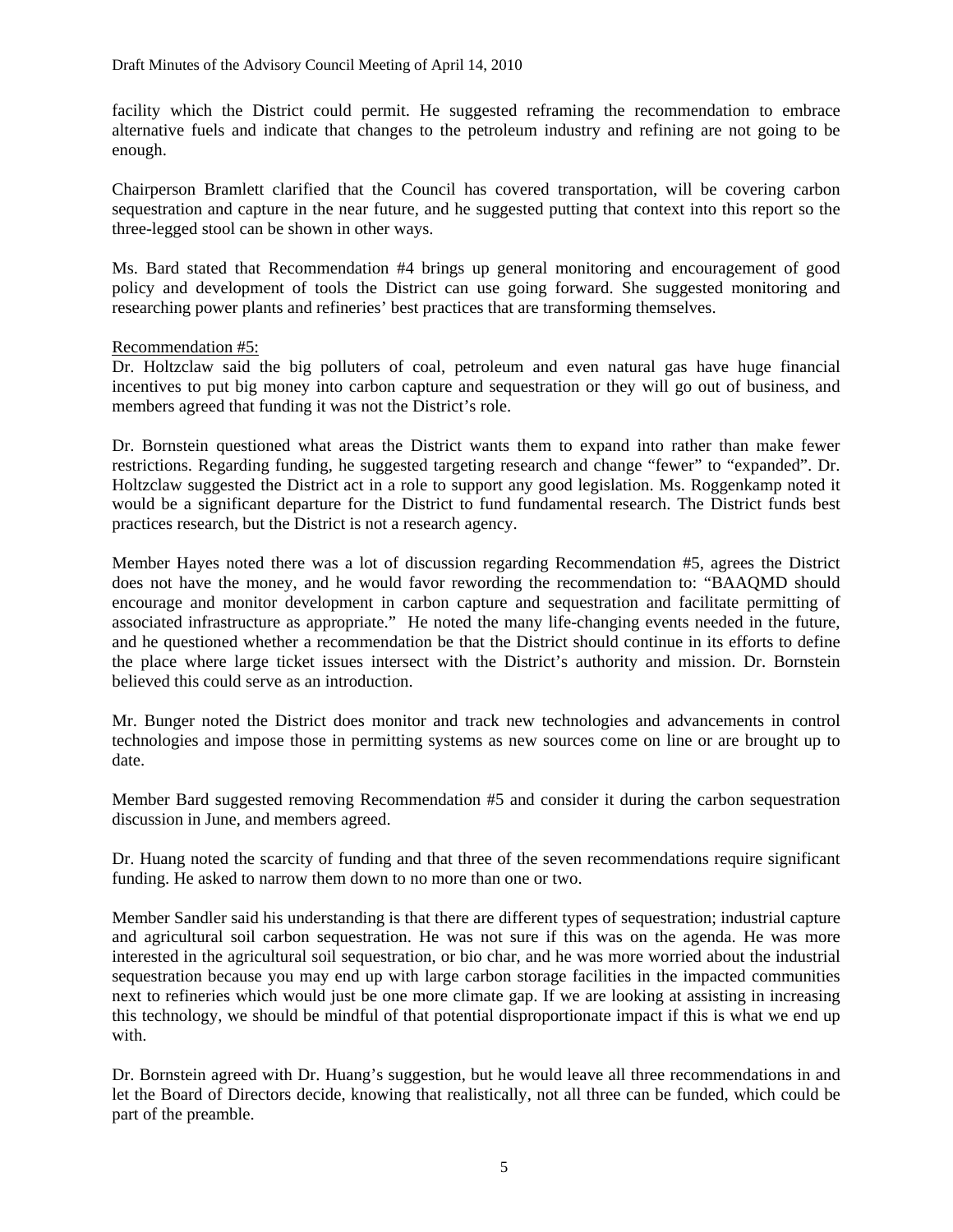facility which the District could permit. He suggested reframing the recommendation to embrace alternative fuels and indicate that changes to the petroleum industry and refining are not going to be enough.

Chairperson Bramlett clarified that the Council has covered transportation, will be covering carbon sequestration and capture in the near future, and he suggested putting that context into this report so the three-legged stool can be shown in other ways.

Ms. Bard stated that Recommendation #4 brings up general monitoring and encouragement of good policy and development of tools the District can use going forward. She suggested monitoring and researching power plants and refineries' best practices that are transforming themselves.

Recommendation #5:

Dr. Holtzclaw said the big polluters of coal, petroleum and even natural gas have huge financial incentives to put big money into carbon capture and sequestration or they will go out of business, and members agreed that funding it was not the District's role.

Dr. Bornstein questioned what areas the District wants them to expand into rather than make fewer restrictions. Regarding funding, he suggested targeting research and change "fewer" to "expanded". Dr. Holtzclaw suggested the District act in a role to support any good legislation. Ms. Roggenkamp noted it would be a significant departure for the District to fund fundamental research. The District funds best practices research, but the District is not a research agency.

Member Hayes noted there was a lot of discussion regarding Recommendation #5, agrees the District does not have the money, and he would favor rewording the recommendation to: "BAAQMD should encourage and monitor development in carbon capture and sequestration and facilitate permitting of associated infrastructure as appropriate." He noted the many life-changing events needed in the future, and he questioned whether a recommendation be that the District should continue in its efforts to define the place where large ticket issues intersect with the District's authority and mission. Dr. Bornstein believed this could serve as an introduction.

Mr. Bunger noted the District does monitor and track new technologies and advancements in control technologies and impose those in permitting systems as new sources come on line or are brought up to date.

Member Bard suggested removing Recommendation #5 and consider it during the carbon sequestration discussion in June, and members agreed.

Dr. Huang noted the scarcity of funding and that three of the seven recommendations require significant funding. He asked to narrow them down to no more than one or two.

Member Sandler said his understanding is that there are different types of sequestration; industrial capture and agricultural soil carbon sequestration. He was not sure if this was on the agenda. He was more interested in the agricultural soil sequestration, or bio char, and he was more worried about the industrial sequestration because you may end up with large carbon storage facilities in the impacted communities next to refineries which would just be one more climate gap. If we are looking at assisting in increasing this technology, we should be mindful of that potential disproportionate impact if this is what we end up with.

Dr. Bornstein agreed with Dr. Huang's suggestion, but he would leave all three recommendations in and let the Board of Directors decide, knowing that realistically, not all three can be funded, which could be part of the preamble.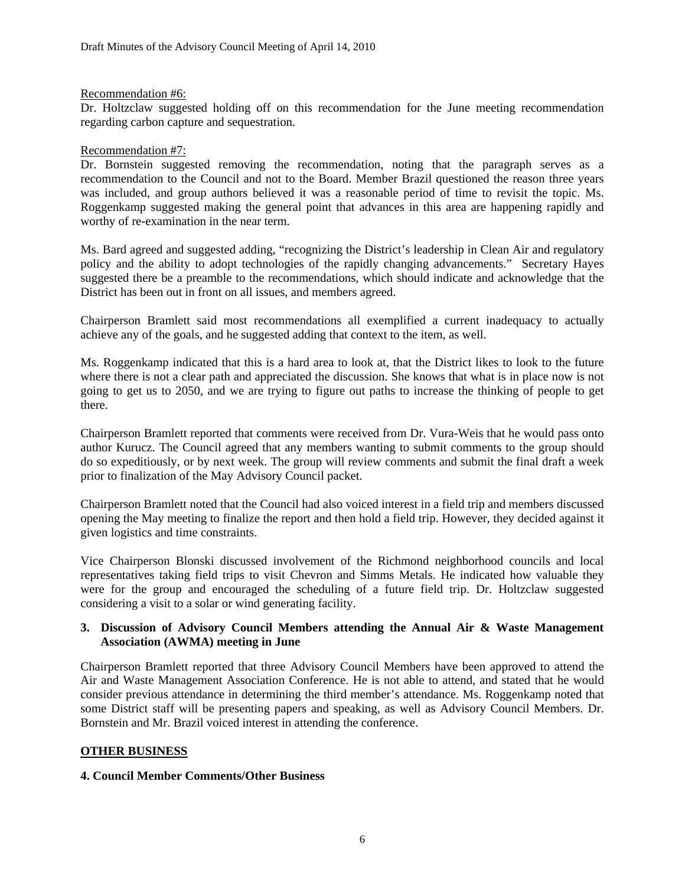Recommendation #6:

Dr. Holtzclaw suggested holding off on this recommendation for the June meeting recommendation regarding carbon capture and sequestration.

Recommendation #7:

Dr. Bornstein suggested removing the recommendation, noting that the paragraph serves as a recommendation to the Council and not to the Board. Member Brazil questioned the reason three years was included, and group authors believed it was a reasonable period of time to revisit the topic. Ms. Roggenkamp suggested making the general point that advances in this area are happening rapidly and worthy of re-examination in the near term.

Ms. Bard agreed and suggested adding, "recognizing the District's leadership in Clean Air and regulatory policy and the ability to adopt technologies of the rapidly changing advancements." Secretary Hayes suggested there be a preamble to the recommendations, which should indicate and acknowledge that the District has been out in front on all issues, and members agreed.

Chairperson Bramlett said most recommendations all exemplified a current inadequacy to actually achieve any of the goals, and he suggested adding that context to the item, as well.

Ms. Roggenkamp indicated that this is a hard area to look at, that the District likes to look to the future where there is not a clear path and appreciated the discussion. She knows that what is in place now is not going to get us to 2050, and we are trying to figure out paths to increase the thinking of people to get there.

Chairperson Bramlett reported that comments were received from Dr. Vura-Weis that he would pass onto author Kurucz. The Council agreed that any members wanting to submit comments to the group should do so expeditiously, or by next week. The group will review comments and submit the final draft a week prior to finalization of the May Advisory Council packet.

Chairperson Bramlett noted that the Council had also voiced interest in a field trip and members discussed opening the May meeting to finalize the report and then hold a field trip. However, they decided against it given logistics and time constraints.

Vice Chairperson Blonski discussed involvement of the Richmond neighborhood councils and local representatives taking field trips to visit Chevron and Simms Metals. He indicated how valuable they were for the group and encouraged the scheduling of a future field trip. Dr. Holtzclaw suggested considering a visit to a solar or wind generating facility.

**3. Discussion of Advisory Council Members attending the Annual Air & Waste Management Association (AWMA) meeting in June**

Chairperson Bramlett reported that three Advisory Council Members have been approved to attend the Air and Waste Management Association Conference. He is not able to attend, and stated that he would consider previous attendance in determining the third member's attendance. Ms. Roggenkamp noted that some District staff will be presenting papers and speaking, as well as Advisory Council Members. Dr. Bornstein and Mr. Brazil voiced interest in attending the conference.

## OTHER BUSINESS

**4. Council Member Comments/Other Business**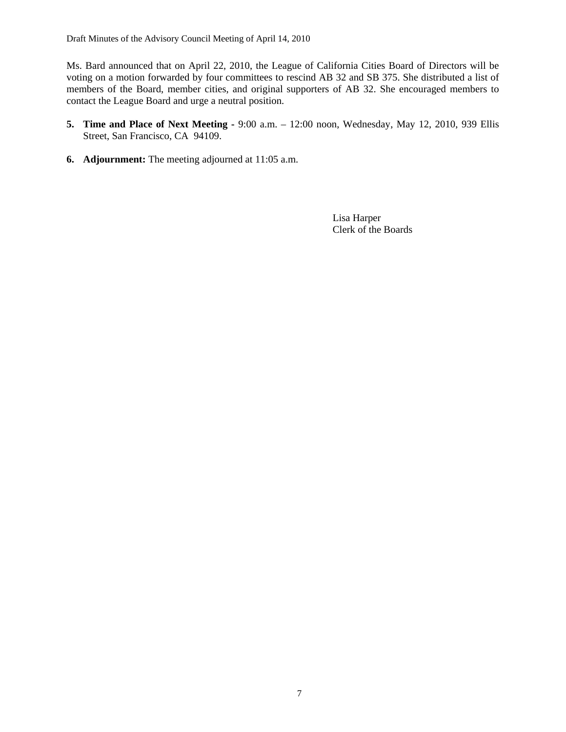Ms. Bard announced that on April 22, 2010, the League of California Cities Board of Directors will be voting on a motion forwarded by four committees to rescind AB 32 and SB 375. She distributed a list of members of the Board, member cities, and original supporters of AB 32. She encouraged members to contact the League Board and urge a neutral position.

5. **Time and Place of Next Meeting** - 9:00 a.m. – 12:00 noon, Wednesday, May 12, 2010, 939 Ellis Street, San Francisco, CA 94109.

6. **Adjournment:** The meeting adjourned at 11:05 a.m.

Lisa Harper
Clerk of the Boards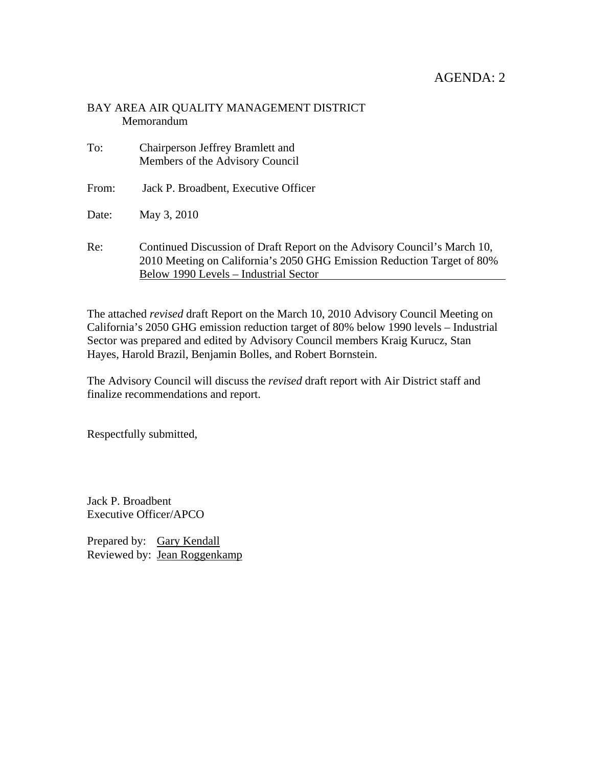AGENDA: 2

BAY AREA AIR QUALITY MANAGEMENT DISTRICT
Memorandum

To: Chairperson Jeffrey Bramlett and
Members of the Advisory Council

From: Jack P. Broadbent, Executive Officer

Date: May 3, 2010

Re: Continued Discussion of Draft Report on the Advisory Council's March 10, 2010 Meeting on California's 2050 GHG Emission Reduction Target of 80% Below 1990 Levels – Industrial Sector

The attached *revised* draft Report on the March 10, 2010 Advisory Council Meeting on California's 2050 GHG emission reduction target of 80% below 1990 levels – Industrial Sector was prepared and edited by Advisory Council members Kraig Kurucz, Stan Hayes, Harold Brazil, Benjamin Bolles, and Robert Bornstein.

The Advisory Council will discuss the *revised* draft report with Air District staff and finalize recommendations and report.

Respectfully submitted,

Jack P. Broadbent
Executive Officer/APCO

Prepared by: Gary Kendall
Reviewed by: Jean Roggenkamp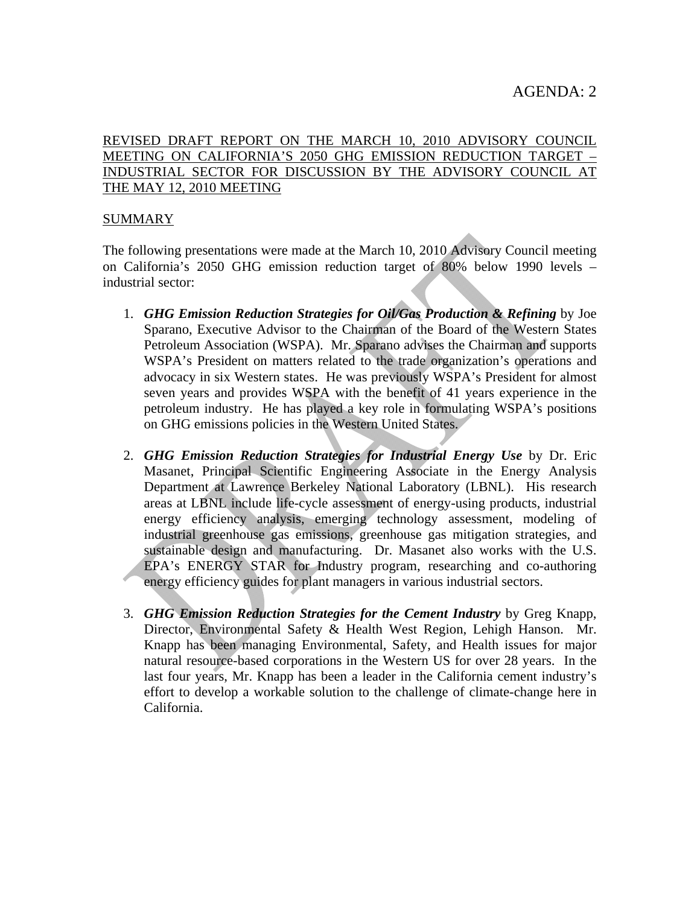AGENDA: 2

REVISED DRAFT REPORT ON THE MARCH 10, 2010 ADVISORY COUNCIL MEETING ON CALIFORNIA'S 2050 GHG EMISSION REDUCTION TARGET – INDUSTRIAL SECTOR FOR DISCUSSION BY THE ADVISORY COUNCIL AT THE MAY 12, 2010 MEETING

SUMMARY

The following presentations were made at the March 10, 2010 Advisory Council meeting on California's 2050 GHG emission reduction target of 80% below 1990 levels – industrial sector:

1. ***GHG Emission Reduction Strategies for Oil/Gas Production & Refining*** by Joe Sparano, Executive Advisor to the Chairman of the Board of the Western States Petroleum Association (WSPA). Mr. Sparano advises the Chairman and supports WSPA's President on matters related to the trade organization's operations and advocacy in six Western states. He was previously WSPA's President for almost seven years and provides WSPA with the benefit of 41 years experience in the petroleum industry. He has played a key role in formulating WSPA's positions on GHG emissions policies in the Western United States.

2. ***GHG Emission Reduction Strategies for Industrial Energy Use*** by Dr. Eric Masanet, Principal Scientific Engineering Associate in the Energy Analysis Department at Lawrence Berkeley National Laboratory (LBNL). His research areas at LBNL include life-cycle assessment of energy-using products, industrial energy efficiency analysis, emerging technology assessment, modeling of industrial greenhouse gas emissions, greenhouse gas mitigation strategies, and sustainable design and manufacturing. Dr. Masanet also works with the U.S. EPA's ENERGY STAR for Industry program, researching and co-authoring energy efficiency guides for plant managers in various industrial sectors.

3. ***GHG Emission Reduction Strategies for the Cement Industry*** by Greg Knapp, Director, Environmental Safety & Health West Region, Lehigh Hanson. Mr. Knapp has been managing Environmental, Safety, and Health issues for major natural resource-based corporations in the Western US for over 28 years. In the last four years, Mr. Knapp has been a leader in the California cement industry's effort to develop a workable solution to the challenge of climate-change here in California.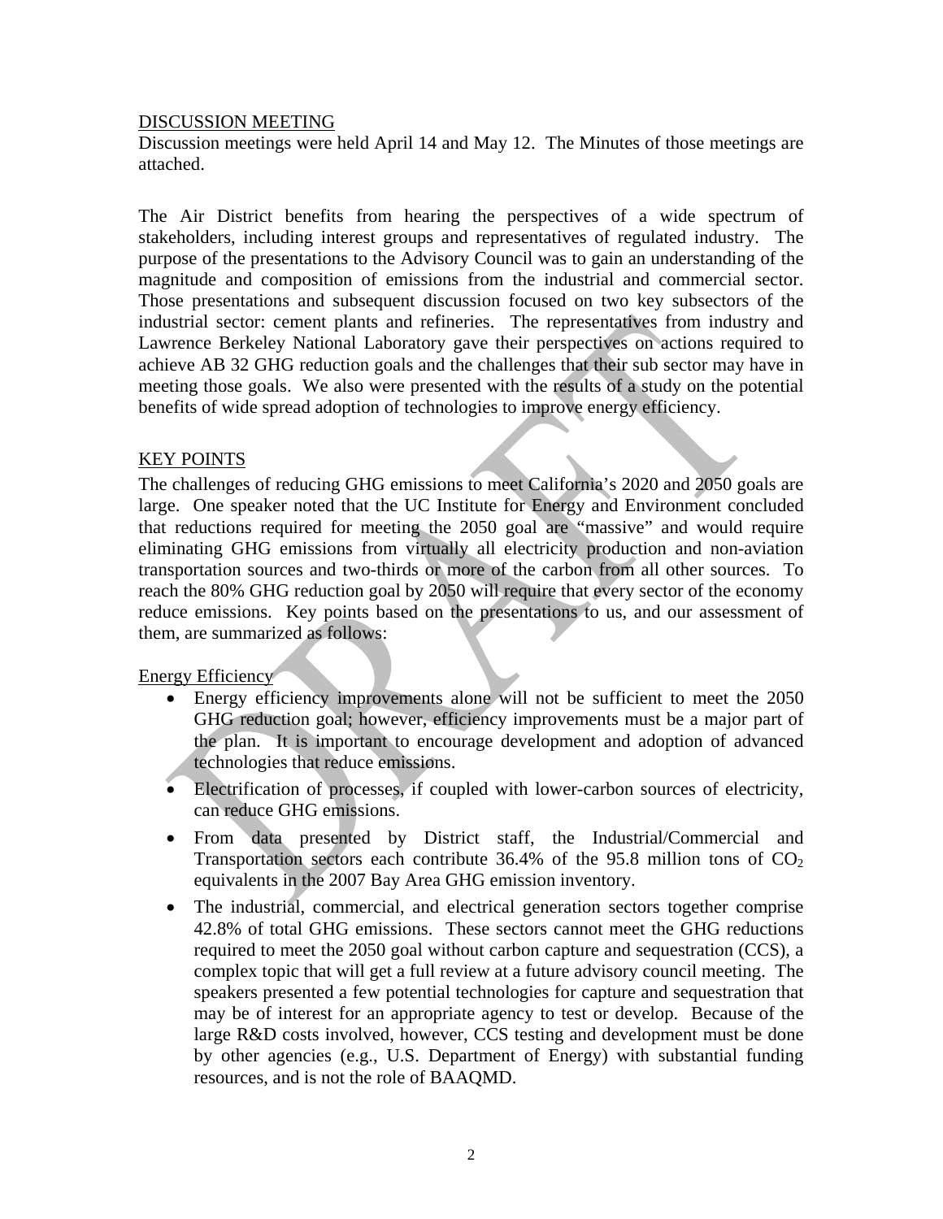DISCUSSION MEETING

Discussion meetings were held April 14 and May 12. The Minutes of those meetings are attached.

The Air District benefits from hearing the perspectives of a wide spectrum of stakeholders, including interest groups and representatives of regulated industry. The purpose of the presentations to the Advisory Council was to gain an understanding of the magnitude and composition of emissions from the industrial and commercial sector. Those presentations and subsequent discussion focused on two key subsectors of the industrial sector: cement plants and refineries. The representatives from industry and Lawrence Berkeley National Laboratory gave their perspectives on actions required to achieve AB 32 GHG reduction goals and the challenges that their sub sector may have in meeting those goals. We also were presented with the results of a study on the potential benefits of wide spread adoption of technologies to improve energy efficiency.

KEY POINTS

The challenges of reducing GHG emissions to meet California's 2020 and 2050 goals are large. One speaker noted that the UC Institute for Energy and Environment concluded that reductions required for meeting the 2050 goal are "massive" and would require eliminating GHG emissions from virtually all electricity production and non-aviation transportation sources and two-thirds or more of the carbon from all other sources. To reach the 80% GHG reduction goal by 2050 will require that every sector of the economy reduce emissions. Key points based on the presentations to us, and our assessment of them, are summarized as follows:

Energy Efficiency

- Energy efficiency improvements alone will not be sufficient to meet the 2050 GHG reduction goal; however, efficiency improvements must be a major part of the plan. It is important to encourage development and adoption of advanced technologies that reduce emissions.
- Electrification of processes, if coupled with lower-carbon sources of electricity, can reduce GHG emissions.
- From data presented by District staff, the Industrial/Commercial and Transportation sectors each contribute 36.4% of the 95.8 million tons of $CO_2$ equivalents in the 2007 Bay Area GHG emission inventory.
- The industrial, commercial, and electrical generation sectors together comprise 42.8% of total GHG emissions. These sectors cannot meet the GHG reductions required to meet the 2050 goal without carbon capture and sequestration (CCS), a complex topic that will get a full review at a future advisory council meeting. The speakers presented a few potential technologies for capture and sequestration that may be of interest for an appropriate agency to test or develop. Because of the large R&D costs involved, however, CCS testing and development must be done by other agencies (e.g., U.S. Department of Energy) with substantial funding resources, and is not the role of BAAQMD.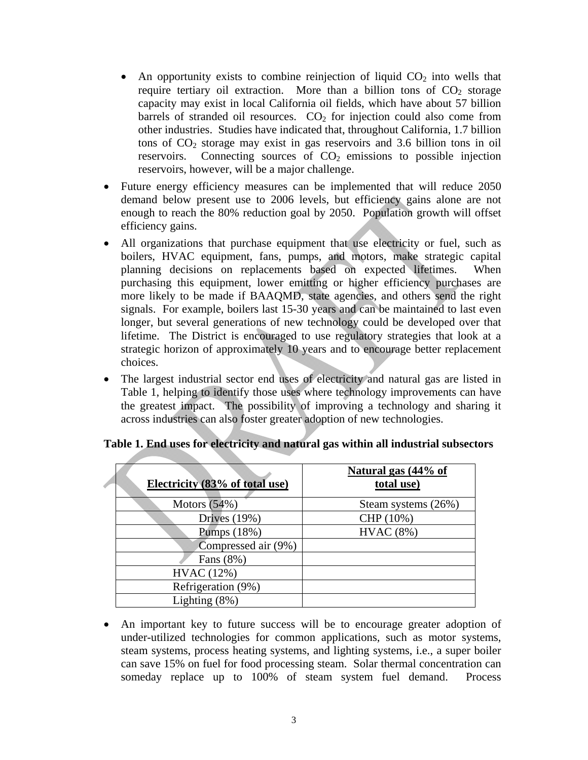- An opportunity exists to combine reinjection of liquid $CO_2$ into wells that require tertiary oil extraction. More than a billion tons of $CO_2$ storage capacity may exist in local California oil fields, which have about 57 billion barrels of stranded oil resources. $CO_2$ for injection could also come from other industries. Studies have indicated that, throughout California, 1.7 billion tons of $CO_2$ storage may exist in gas reservoirs and 3.6 billion tons in oil reservoirs. Connecting sources of $CO_2$ emissions to possible injection reservoirs, however, will be a major challenge.

- Future energy efficiency measures can be implemented that will reduce 2050 demand below present use to 2006 levels, but efficiency gains alone are not enough to reach the 80% reduction goal by 2050. Population growth will offset efficiency gains.
- All organizations that purchase equipment that use electricity or fuel, such as boilers, HVAC equipment, fans, pumps, and motors, make strategic capital planning decisions on replacements based on expected lifetimes. When purchasing this equipment, lower emitting or higher efficiency purchases are more likely to be made if BAAQMD, state agencies, and others send the right signals. For example, boilers last 15-30 years and can be maintained to last even longer, but several generations of new technology could be developed over that lifetime. The District is encouraged to use regulatory strategies that look at a strategic horizon of approximately 10 years and to encourage better replacement choices.
- The largest industrial sector end uses of electricity and natural gas are listed in Table 1, helping to identify those uses where technology improvements can have the greatest impact. The possibility of improving a technology and sharing it across industries can also foster greater adoption of new technologies.

**Table 1. End uses for electricity and natural gas within all industrial subsectors**

| Electricity (83% of total use) | Natural gas (44% of total use) |
|---|---|
| Motors (54%) | Steam systems (26%) |
| Drives (19%) | CHP (10%) |
| Pumps (18%) | HVAC (8%) |
| Compressed air (9%) | |
| Fans (8%) | |
| HVAC (12%) | |
| Refrigeration (9%) | |
| Lighting (8%) | |

- An important key to future success will be to encourage greater adoption of under-utilized technologies for common applications, such as motor systems, steam systems, process heating systems, and lighting systems, i.e., a super boiler can save 15% on fuel for food processing steam. Solar thermal concentration can someday replace up to 100% of steam system fuel demand. Process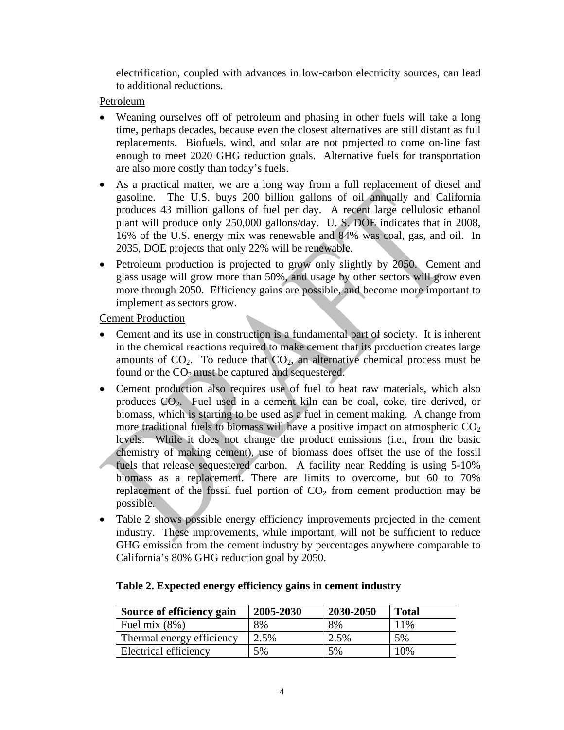electrification, coupled with advances in low-carbon electricity sources, can lead to additional reductions.

Petroleum

- Weaning ourselves off of petroleum and phasing in other fuels will take a long time, perhaps decades, because even the closest alternatives are still distant as full replacements. Biofuels, wind, and solar are not projected to come on-line fast enough to meet 2020 GHG reduction goals. Alternative fuels for transportation are also more costly than today's fuels.
- As a practical matter, we are a long way from a full replacement of diesel and gasoline. The U.S. buys 200 billion gallons of oil annually and California produces 43 million gallons of fuel per day. A recent large cellulosic ethanol plant will produce only 250,000 gallons/day. U. S. DOE indicates that in 2008, 16% of the U.S. energy mix was renewable and 84% was coal, gas, and oil. In 2035, DOE projects that only 22% will be renewable.
- Petroleum production is projected to grow only slightly by 2050. Cement and glass usage will grow more than 50%, and usage by other sectors will grow even more through 2050. Efficiency gains are possible, and become more important to implement as sectors grow.

Cement Production

- Cement and its use in construction is a fundamental part of society. It is inherent in the chemical reactions required to make cement that its production creates large amounts of $CO_2$. To reduce that $CO_2$, an alternative chemical process must be found or the $CO_2$ must be captured and sequestered.
- Cement production also requires use of fuel to heat raw materials, which also produces $CO_2$. Fuel used in a cement kiln can be coal, coke, tire derived, or biomass, which is starting to be used as a fuel in cement making. A change from more traditional fuels to biomass will have a positive impact on atmospheric $CO_2$ levels. While it does not change the product emissions (i.e., from the basic chemistry of making cement), use of biomass does offset the use of the fossil fuels that release sequestered carbon. A facility near Redding is using 5-10% biomass as a replacement. There are limits to overcome, but 60 to 70% replacement of the fossil fuel portion of $CO_2$ from cement production may be possible.
- Table 2 shows possible energy efficiency improvements projected in the cement industry. These improvements, while important, will not be sufficient to reduce GHG emission from the cement industry by percentages anywhere comparable to California's 80% GHG reduction goal by 2050.

**Table 2. Expected energy efficiency gains in cement industry**

| Source of efficiency gain | 2005-2030 | 2030-2050 | Total |
|---|---|---|---|
| Fuel mix (8%) | 8% | 8% | 11% |
| Thermal energy efficiency | 2.5% | 2.5% | 5% |
| Electrical efficiency | 5% | 5% | 10% |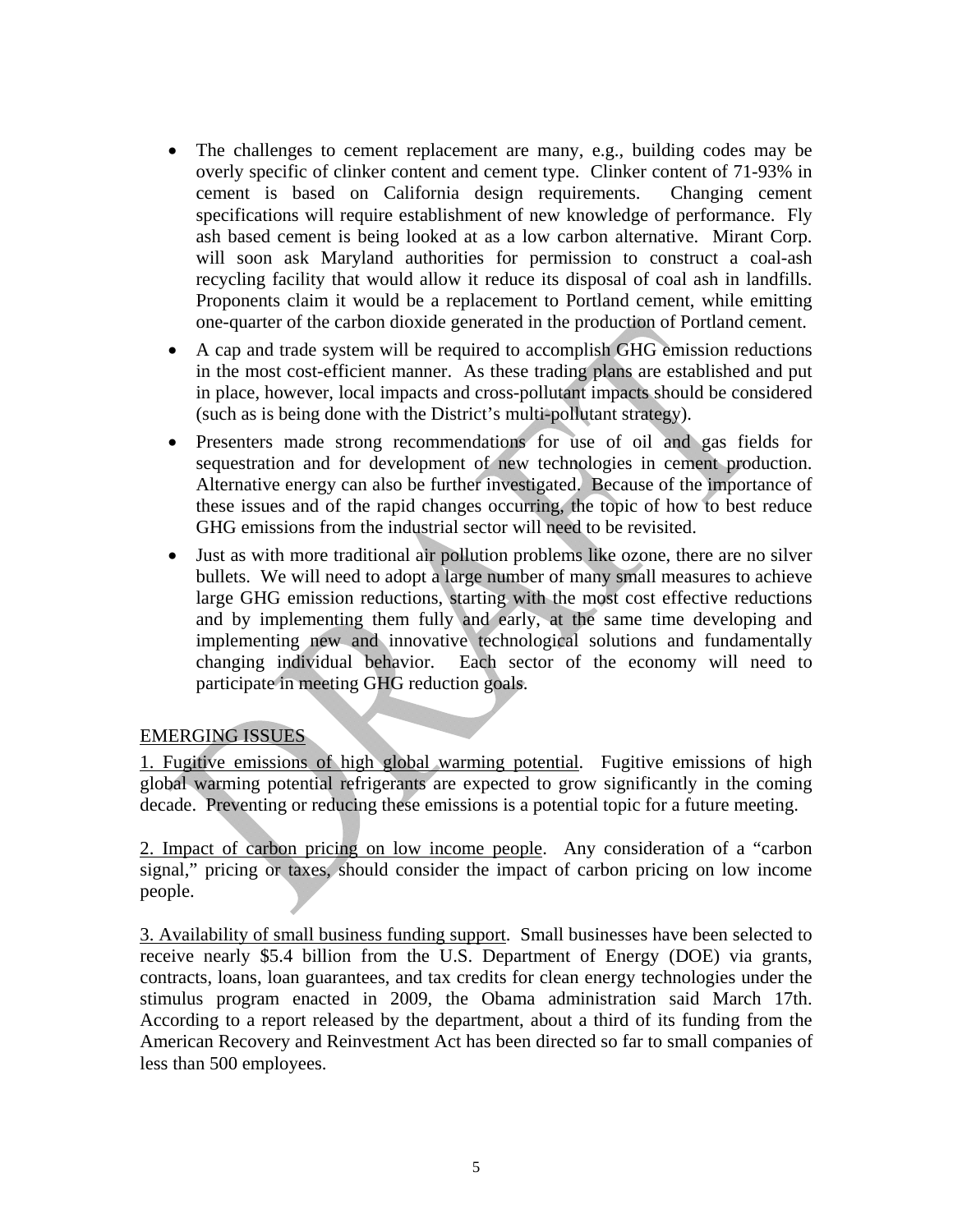- The challenges to cement replacement are many, e.g., building codes may be overly specific of clinker content and cement type. Clinker content of 71-93% in cement is based on California design requirements. Changing cement specifications will require establishment of new knowledge of performance. Fly ash based cement is being looked at as a low carbon alternative. Mirant Corp. will soon ask Maryland authorities for permission to construct a coal-ash recycling facility that would allow it reduce its disposal of coal ash in landfills. Proponents claim it would be a replacement to Portland cement, while emitting one-quarter of the carbon dioxide generated in the production of Portland cement.
- A cap and trade system will be required to accomplish GHG emission reductions in the most cost-efficient manner. As these trading plans are established and put in place, however, local impacts and cross-pollutant impacts should be considered (such as is being done with the District's multi-pollutant strategy).
- Presenters made strong recommendations for use of oil and gas fields for sequestration and for development of new technologies in cement production. Alternative energy can also be further investigated. Because of the importance of these issues and of the rapid changes occurring, the topic of how to best reduce GHG emissions from the industrial sector will need to be revisited.
- Just as with more traditional air pollution problems like ozone, there are no silver bullets. We will need to adopt a large number of many small measures to achieve large GHG emission reductions, starting with the most cost effective reductions and by implementing them fully and early, at the same time developing and implementing new and innovative technological solutions and fundamentally changing individual behavior. Each sector of the economy will need to participate in meeting GHG reduction goals.

EMERGING ISSUES

1. Fugitive emissions of high global warming potential. Fugitive emissions of high global warming potential refrigerants are expected to grow significantly in the coming decade. Preventing or reducing these emissions is a potential topic for a future meeting.

2. Impact of carbon pricing on low income people. Any consideration of a "carbon signal," pricing or taxes, should consider the impact of carbon pricing on low income people.

3. Availability of small business funding support. Small businesses have been selected to receive nearly $5.4 billion from the U.S. Department of Energy (DOE) via grants, contracts, loans, loan guarantees, and tax credits for clean energy technologies under the stimulus program enacted in 2009, the Obama administration said March 17th. According to a report released by the department, about a third of its funding from the American Recovery and Reinvestment Act has been directed so far to small companies of less than 500 employees.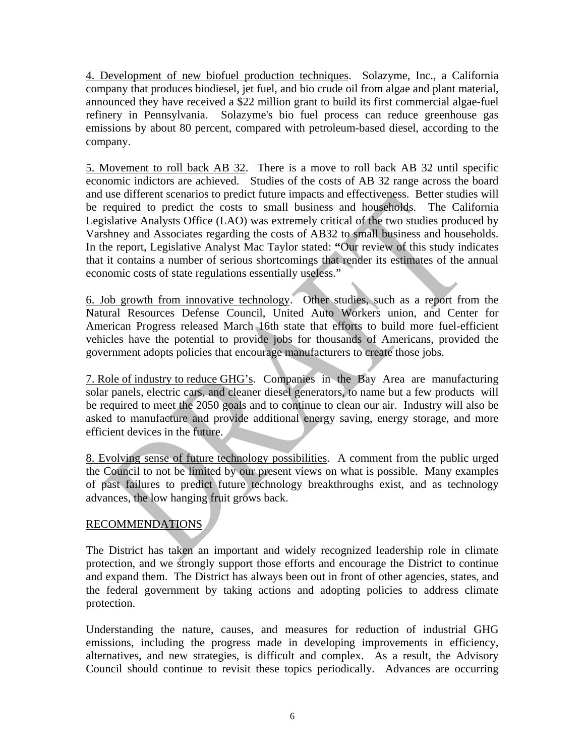4. Development of new biofuel production techniques. Solazyme, Inc., a California company that produces biodiesel, jet fuel, and bio crude oil from algae and plant material, announced they have received a $22 million grant to build its first commercial algae-fuel refinery in Pennsylvania. Solazyme's bio fuel process can reduce greenhouse gas emissions by about 80 percent, compared with petroleum-based diesel, according to the company.

5. Movement to roll back AB 32. There is a move to roll back AB 32 until specific economic indictors are achieved. Studies of the costs of AB 32 range across the board and use different scenarios to predict future impacts and effectiveness. Better studies will be required to predict the costs to small business and households. The California Legislative Analysts Office (LAO) was extremely critical of the two studies produced by Varshney and Associates regarding the costs of AB32 to small business and households. In the report, Legislative Analyst Mac Taylor stated: "Our review of this study indicates that it contains a number of serious shortcomings that render its estimates of the annual economic costs of state regulations essentially useless."

6. Job growth from innovative technology. Other studies, such as a report from the Natural Resources Defense Council, United Auto Workers union, and Center for American Progress released March 16th state that efforts to build more fuel-efficient vehicles have the potential to provide jobs for thousands of Americans, provided the government adopts policies that encourage manufacturers to create those jobs.

7. Role of industry to reduce GHG's. Companies in the Bay Area are manufacturing solar panels, electric cars, and cleaner diesel generators, to name but a few products will be required to meet the 2050 goals and to continue to clean our air. Industry will also be asked to manufacture and provide additional energy saving, energy storage, and more efficient devices in the future.

8. Evolving sense of future technology possibilities. A comment from the public urged the Council to not be limited by our present views on what is possible. Many examples of past failures to predict future technology breakthroughs exist, and as technology advances, the low hanging fruit grows back.

## RECOMMENDATIONS

The District has taken an important and widely recognized leadership role in climate protection, and we strongly support those efforts and encourage the District to continue and expand them. The District has always been out in front of other agencies, states, and the federal government by taking actions and adopting policies to address climate protection.

Understanding the nature, causes, and measures for reduction of industrial GHG emissions, including the progress made in developing improvements in efficiency, alternatives, and new strategies, is difficult and complex. As a result, the Advisory Council should continue to revisit these topics periodically. Advances are occurring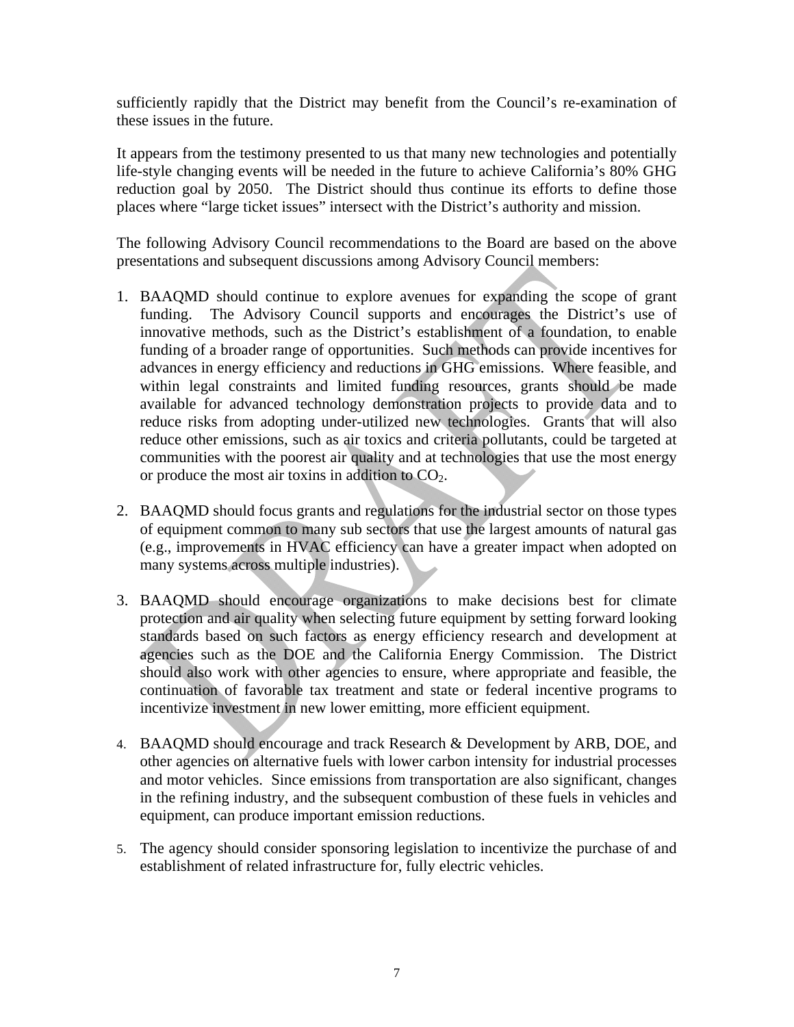sufficiently rapidly that the District may benefit from the Council's re-examination of these issues in the future.

It appears from the testimony presented to us that many new technologies and potentially life-style changing events will be needed in the future to achieve California's 80% GHG reduction goal by 2050. The District should thus continue its efforts to define those places where "large ticket issues" intersect with the District's authority and mission.

The following Advisory Council recommendations to the Board are based on the above presentations and subsequent discussions among Advisory Council members:

1. BAAQMD should continue to explore avenues for expanding the scope of grant funding. The Advisory Council supports and encourages the District's use of innovative methods, such as the District's establishment of a foundation, to enable funding of a broader range of opportunities. Such methods can provide incentives for advances in energy efficiency and reductions in GHG emissions. Where feasible, and within legal constraints and limited funding resources, grants should be made available for advanced technology demonstration projects to provide data and to reduce risks from adopting under-utilized new technologies. Grants that will also reduce other emissions, such as air toxics and criteria pollutants, could be targeted at communities with the poorest air quality and at technologies that use the most energy or produce the most air toxins in addition to $CO_2$.

2. BAAQMD should focus grants and regulations for the industrial sector on those types of equipment common to many sub sectors that use the largest amounts of natural gas (e.g., improvements in HVAC efficiency can have a greater impact when adopted on many systems across multiple industries).

3. BAAQMD should encourage organizations to make decisions best for climate protection and air quality when selecting future equipment by setting forward looking standards based on such factors as energy efficiency research and development at agencies such as the DOE and the California Energy Commission. The District should also work with other agencies to ensure, where appropriate and feasible, the continuation of favorable tax treatment and state or federal incentive programs to incentivize investment in new lower emitting, more efficient equipment.

4. BAAQMD should encourage and track Research & Development by ARB, DOE, and other agencies on alternative fuels with lower carbon intensity for industrial processes and motor vehicles. Since emissions from transportation are also significant, changes in the refining industry, and the subsequent combustion of these fuels in vehicles and equipment, can produce important emission reductions.

5. The agency should consider sponsoring legislation to incentivize the purchase of and establishment of related infrastructure for, fully electric vehicles.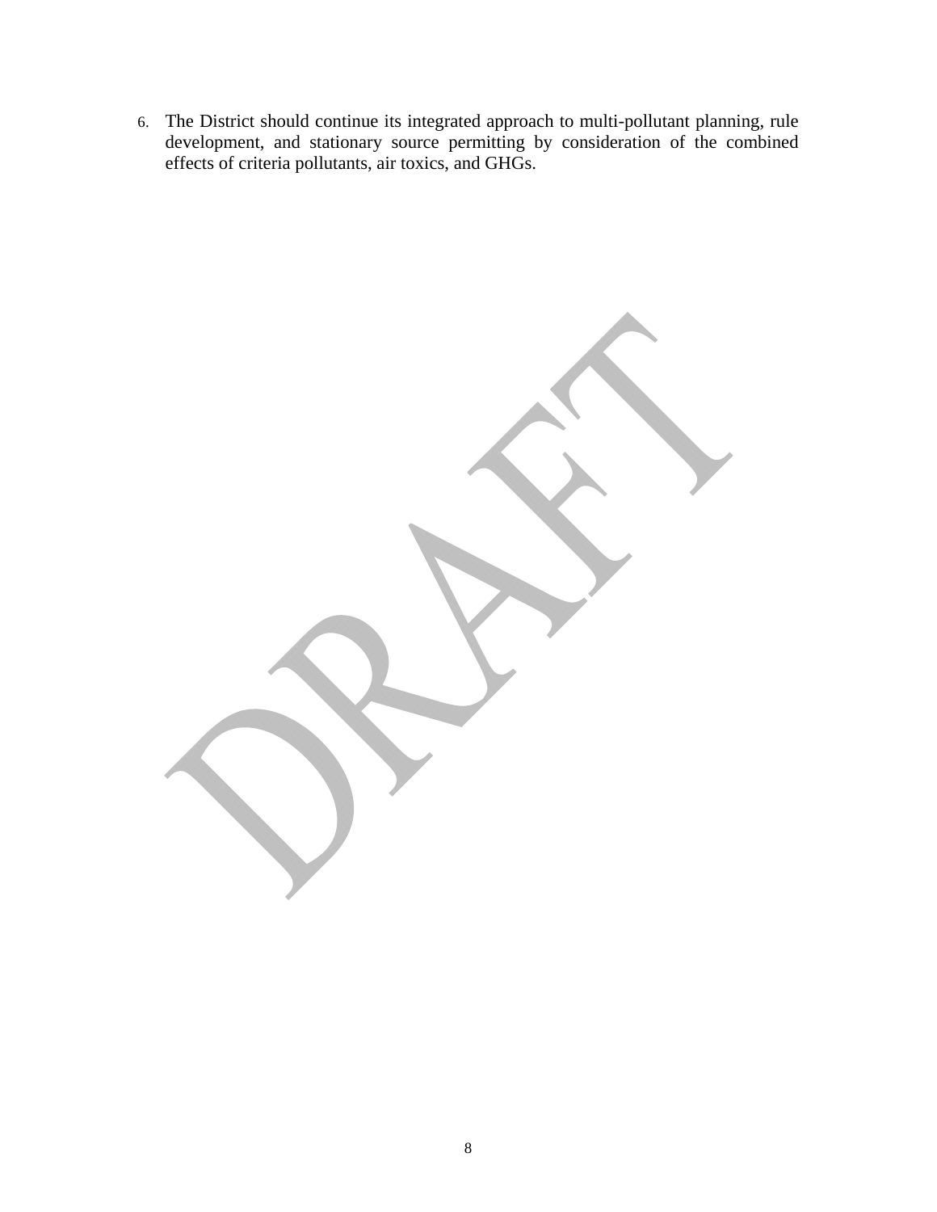6. The District should continue its integrated approach to multi-pollutant planning, rule development, and stationary source permitting by consideration of the combined effects of criteria pollutants, air toxics, and GHGs.